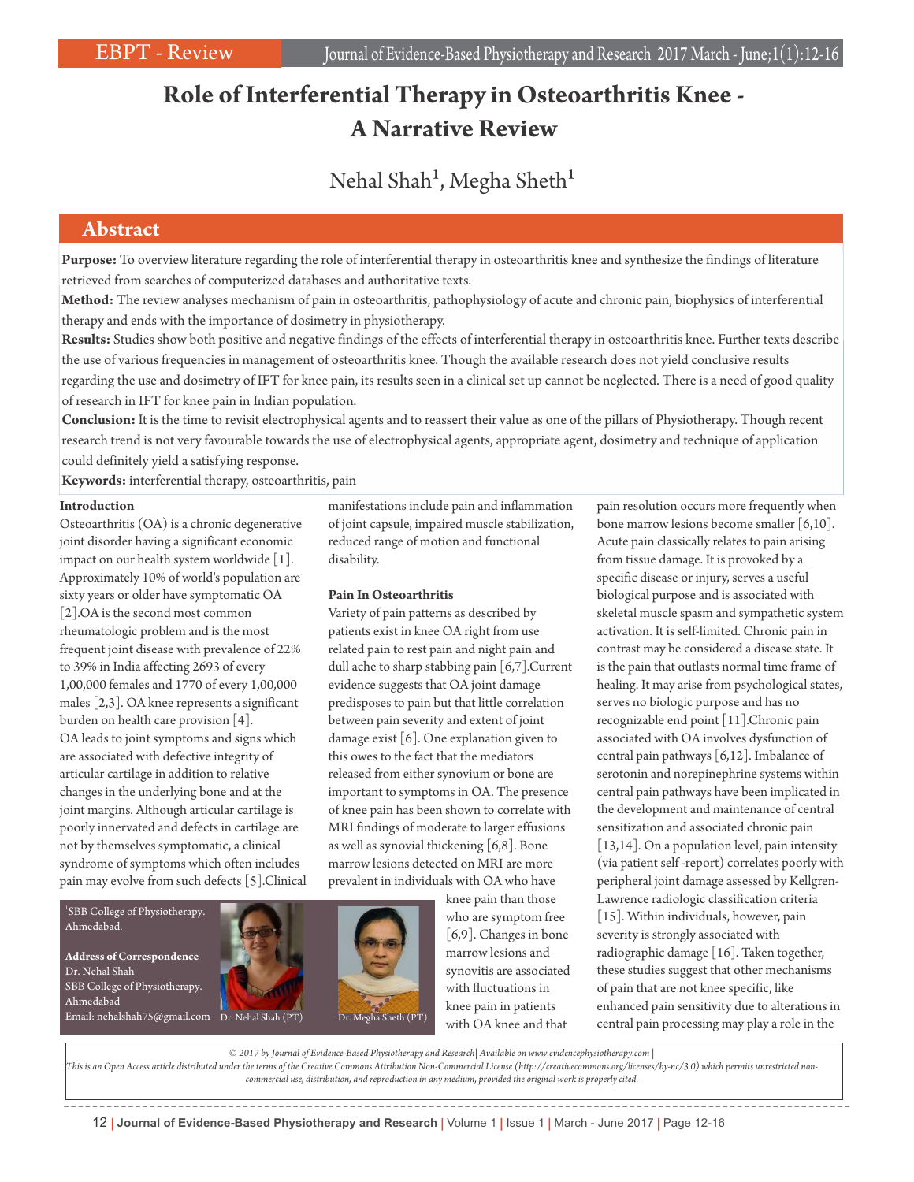# Role of Interferential Therapy in Osteoarthritis Knee - A Narrative Review

Nehal Shah[1], Megha Sheth[1]

## Abstract

**Purpose:** To overview literature regarding the role of interferential therapy in osteoarthritis knee and synthesize the findings of literature retrieved from searches of computerized databases and authoritative texts.

**Method:** The review analyses mechanism of pain in osteoarthritis, pathophysiology of acute and chronic pain, biophysics of interferential therapy and ends with the importance of dosimetry in physiotherapy.

**Results:** Studies show both positive and negative findings of the effects of interferential therapy in osteoarthritis knee. Further texts describe the use of various frequencies in management of osteoarthritis knee. Though the available research does not yield conclusive results regarding the use and dosimetry of IFT for knee pain, its results seen in a clinical set up cannot be neglected. There is a need of good quality of research in IFT for knee pain in Indian population.

**Conclusion:** It is the time to revisit electrophysical agents and to reassert their value as one of the pillars of Physiotherapy. Though recent research trend is not very favourable towards the use of electrophysical agents, appropriate agent, dosimetry and technique of application could definitely yield a satisfying response.

**Keywords:** interferential therapy, osteoarthritis, pain

### Introduction

Osteoarthritis (OA) is a chronic degenerative joint disorder having a significant economic impact on our health system worldwide [1]. Approximately 10% of world's population are sixty years or older have symptomatic OA [2].OA is the second most common rheumatologic problem and is the most frequent joint disease with prevalence of 22% to 39% in India affecting 2693 of every 1,00,000 females and 1770 of every 1,00,000 males [2,3]. OA knee represents a significant burden on health care provision [4]. OA leads to joint symptoms and signs which are associated with defective integrity of articular cartilage in addition to relative changes in the underlying bone and at the joint margins. Although articular cartilage is poorly innervated and defects in cartilage are not by themselves symptomatic, a clinical syndrome of symptoms which often includes pain may evolve from such defects [5].Clinical manifestations include pain and inflammation of joint capsule, impaired muscle stabilization, reduced range of motion and functional disability.

### Pain In Osteoarthritis

Variety of pain patterns as described by patients exist in knee OA right from use related pain to rest pain and night pain and dull ache to sharp stabbing pain [6,7].Current evidence suggests that OA joint damage predisposes to pain but that little correlation between pain severity and extent of joint damage exist [6]. One explanation given to this owes to the fact that the mediators released from either synovium or bone are important to symptoms in OA. The presence of knee pain has been shown to correlate with MRI findings of moderate to larger effusions as well as synovial thickening [6,8]. Bone marrow lesions detected on MRI are more prevalent in individuals with OA who have knee pain than those who are symptom free [6,9]. Changes in bone marrow lesions and synovitis are associated with fluctuations in knee pain in patients with OA knee and that pain resolution occurs more frequently when bone marrow lesions become smaller [6,10]. Acute pain classically relates to pain arising from tissue damage. It is provoked by a specific disease or injury, serves a useful biological purpose and is associated with skeletal muscle spasm and sympathetic system activation. It is self-limited. Chronic pain in contrast may be considered a disease state. It is the pain that outlasts normal time frame of healing. It may arise from psychological states, serves no biologic purpose and has no recognizable end point [11].Chronic pain associated with OA involves dysfunction of central pain pathways [6,12]. Imbalance of serotonin and norepinephrine systems within central pain pathways have been implicated in the development and maintenance of central sensitization and associated chronic pain [13,14]. On a population level, pain intensity (via patient self -report) correlates poorly with peripheral joint damage assessed by Kellgren-Lawrence radiologic classification criteria [15]. Within individuals, however, pain severity is strongly associated with radiographic damage [16]. Taken together, these studies suggest that other mechanisms of pain that are not knee specific, like enhanced pain sensitivity due to alterations in central pain processing may play a role in the

[1]SBB College of Physiotherapy. Ahmedabad.

**Address of Correspondence**
Dr. Nehal Shah
SBB College of Physiotherapy.
Ahmedabad
Email: nehalshah75@gmail.com

Dr. Nehal Shah (PT)    Dr. Megha Sheth (PT)

*© 2017 by Journal of Evidence-Based Physiotherapy and Research| Available on www.evidencephysiotherapy.com | This is an Open Access article distributed under the terms of the Creative Commons Attribution Non-Commercial License (http://creativecommons.org/licenses/by-nc/3.0) which permits unrestricted non-commercial use, distribution, and reproduction in any medium, provided the original work is properly cited.*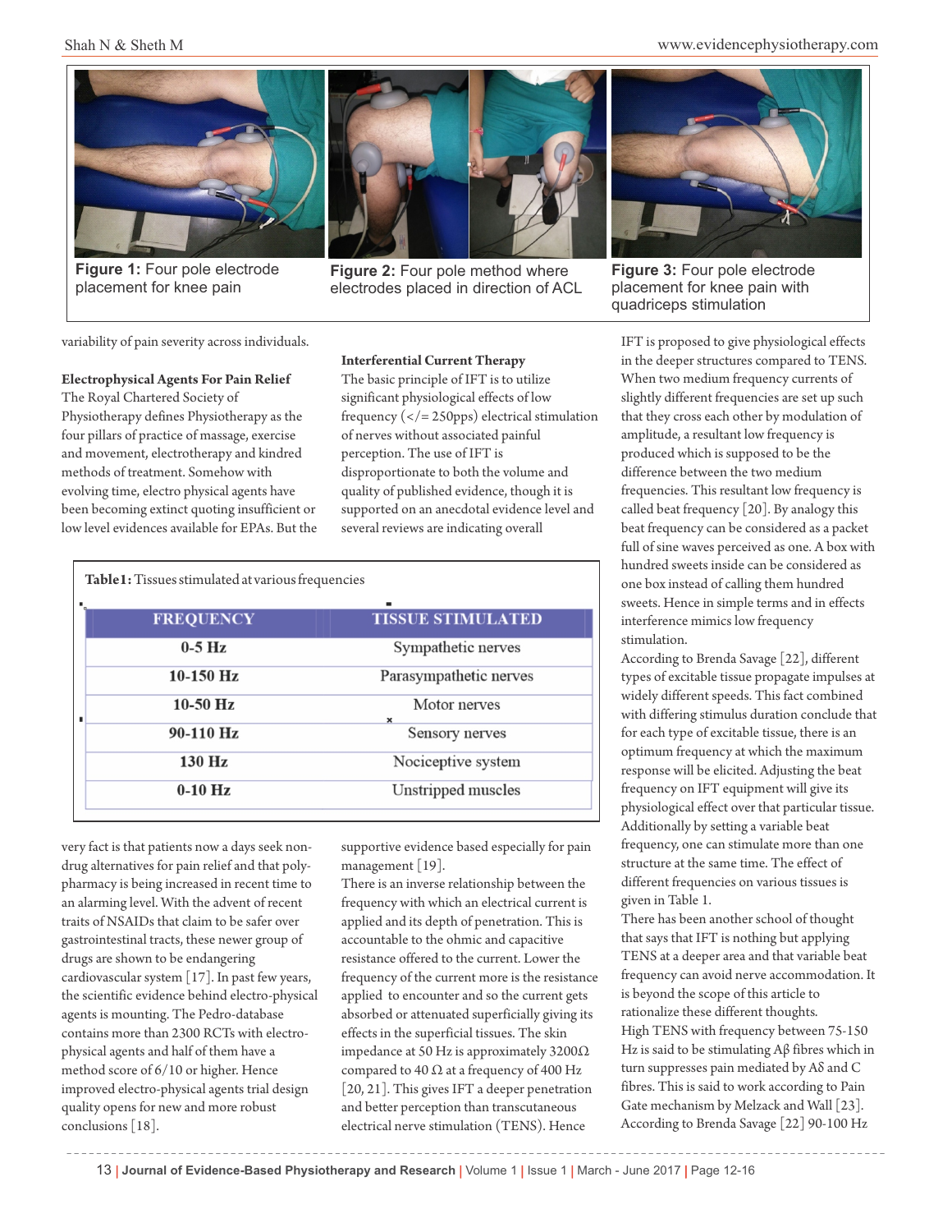Figure 1: Four pole electrode placement for knee pain

Figure 2: Four pole method where electrodes placed in direction of ACL

Figure 3: Four pole electrode placement for knee pain with quadriceps stimulation

variability of pain severity across individuals.

**Electrophysical Agents For Pain Relief**

The Royal Chartered Society of Physiotherapy defines Physiotherapy as the four pillars of practice of massage, exercise and movement, electrotherapy and kindred methods of treatment. Somehow with evolving time, electro physical agents have been becoming extinct quoting insufficient or low level evidences available for EPAs. But the very fact is that patients now a days seek non-drug alternatives for pain relief and that poly-pharmacy is being increased in recent time to an alarming level. With the advent of recent traits of NSAIDs that claim to be safer over gastrointestinal tracts, these newer group of drugs are shown to be endangering cardiovascular system [17]. In past few years, the scientific evidence behind electro-physical agents is mounting. The Pedro-database contains more than 2300 RCTs with electro-physical agents and half of them have a method score of 6/10 or higher. Hence improved electro-physical agents trial design quality opens for new and more robust conclusions [18].

**Interferential Current Therapy**

The basic principle of IFT is to utilize significant physiological effects of low frequency (</= 250pps) electrical stimulation of nerves without associated painful perception. The use of IFT is disproportionate to both the volume and quality of published evidence, though it is supported on an anecdotal evidence level and several reviews are indicating overall supportive evidence based especially for pain management [19].

**Table1:** Tissues stimulated at various frequencies

| FREQUENCY | TISSUE STIMULATED |
|---|---|
| 0-5 Hz | Sympathetic nerves |
| 10-150 Hz | Parasympathetic nerves |
| 10-50 Hz | Motor nerves |
| 90-110 Hz | Sensory nerves |
| 130 Hz | Nociceptive system |
| 0-10 Hz | Unstripped muscles |

There is an inverse relationship between the frequency with which an electrical current is applied and its depth of penetration. This is accountable to the ohmic and capacitive resistance offered to the current. Lower the frequency of the current more is the resistance applied to encounter and so the current gets absorbed or attenuated superficially giving its effects in the superficial tissues. The skin impedance at 50 Hz is approximately 3200Ω compared to 40 Ω at a frequency of 400 Hz [20, 21]. This gives IFT a deeper penetration and better perception than transcutaneous electrical nerve stimulation (TENS). Hence IFT is proposed to give physiological effects in the deeper structures compared to TENS. When two medium frequency currents of slightly different frequencies are set up such that they cross each other by modulation of amplitude, a resultant low frequency is produced which is supposed to be the difference between the two medium frequencies. This resultant low frequency is called beat frequency [20]. By analogy this beat frequency can be considered as a packet full of sine waves perceived as one. A box with hundred sweets inside can be considered as one box instead of calling them hundred sweets. Hence in simple terms and in effects interference mimics low frequency stimulation.

According to Brenda Savage [22], different types of excitable tissue propagate impulses at widely different speeds. This fact combined with differing stimulus duration conclude that for each type of excitable tissue, there is an optimum frequency at which the maximum response will be elicited. Adjusting the beat frequency on IFT equipment will give its physiological effect over that particular tissue. Additionally by setting a variable beat frequency, one can stimulate more than one structure at the same time. The effect of different frequencies on various tissues is given in Table 1.

There has been another school of thought that says that IFT is nothing but applying TENS at a deeper area and that variable beat frequency can avoid nerve accommodation. It is beyond the scope of this article to rationalize these different thoughts.

High TENS with frequency between 75-150 Hz is said to be stimulating Aβ fibres which in turn suppresses pain mediated by Aδ and C fibres. This is said to work according to Pain Gate mechanism by Melzack and Wall [23]. According to Brenda Savage [22] 90-100 Hz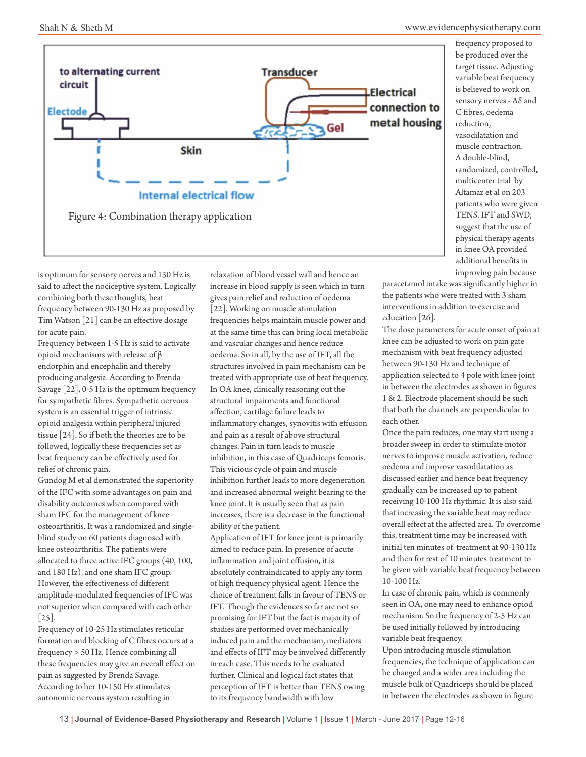Figure 4: Combination therapy application

frequency proposed to be produced over the target tissue. Adjusting variable beat frequency is believed to work on sensory nerves - Aδ and C fibres, oedema reduction, vasodilatation and muscle contraction.

A double-blind, randomized, controlled, multicenter trial by Altamaz et al on 203 patients who were given TENS, IFT and SWD, suggest that the use of physical therapy agents in knee OA provided additional benefits in improving pain because paracetamol intake was significantly higher in the patients who were treated with 3 sham interventions in addition to exercise and education [26].

is optimum for sensory nerves and 130 Hz is said to affect the nociceptive system. Logically combining both these thoughts, beat frequency between 90-130 Hz as proposed by Tim Watson [21] can be an effective dosage for acute pain.

Frequency between 1-5 Hz is said to activate opioid mechanisms with release of β endorphin and encephalin and thereby producing analgesia. According to Brenda Savage [22], 0-5 Hz is the optimum frequency for sympathetic fibres. Sympathetic nervous system is an essential trigger of intrinsic opioid analgesia within peripheral injured tissue [24]. So if both the theories are to be followed, logically these frequencies set as beat frequency can be effectively used for relief of chronic pain.

Gundog M et al demonstrated the superiority of the IFC with some advantages on pain and disability outcomes when compared with sham IFC for the management of knee osteoarthritis. It was a randomized and single-blind study on 60 patients diagnosed with knee osteoarthritis. The patients were allocated to three active IFC groups (40, 100, and 180 Hz), and one sham IFC group. However, the effectiveness of different amplitude-modulated frequencies of IFC was not superior when compared with each other [25].

Frequency of 10-25 Hz stimulates reticular formation and blocking of C fibres occurs at a frequency > 50 Hz. Hence combining all these frequencies may give an overall effect on pain as suggested by Brenda Savage. According to her 10-150 Hz stimulates autonomic nervous system resulting in relaxation of blood vessel wall and hence an increase in blood supply is seen which in turn gives pain relief and reduction of oedema [22]. Working on muscle stimulation frequencies helps maintain muscle power and at the same time this can bring local metabolic and vascular changes and hence reduce oedema. So in all, by the use of IFT, all the structures involved in pain mechanism can be treated with appropriate use of beat frequency.

In OA knee, clinically reasoning out the structural impairments and functional affection, cartilage failure leads to inflammatory changes, synovitis with effusion and pain as a result of above structural changes. Pain in turn leads to muscle inhibition, in this case of Quadriceps femoris. This vicious cycle of pain and muscle inhibition further leads to more degeneration and increased abnormal weight bearing to the knee joint. It is usually seen that as pain increases, there is a decrease in the functional ability of the patient.

Application of IFT for knee joint is primarily aimed to reduce pain. In presence of acute inflammation and joint effusion, it is absolutely contraindicated to apply any form of high frequency physical agent. Hence the choice of treatment falls in favour of TENS or IFT. Though the evidences so far are not so promising for IFT but the fact is majority of studies are performed over mechanically induced pain and the mechanism, mediators and effects of IFT may be involved differently in each case. This needs to be evaluated further. Clinical and logical fact states that perception of IFT is better than TENS owing to its frequency bandwidth with low

The dose parameters for acute onset of pain at knee can be adjusted to work on pain gate mechanism with beat frequency adjusted between 90-130 Hz and technique of application selected to 4 pole with knee joint in between the electrodes as shown in figures 1 & 2. Electrode placement should be such that both the channels are perpendicular to each other.

Once the pain reduces, one may start using a broader sweep in order to stimulate motor nerves to improve muscle activation, reduce oedema and improve vasodilatation as discussed earlier and hence beat frequency gradually can be increased up to patient receiving 10-100 Hz rhythmic. It is also said that increasing the variable beat may reduce overall effect at the affected area. To overcome this, treatment time may be increased with initial ten minutes of treatment at 90-130 Hz and then for rest of 10 minutes treatment to be given with variable beat frequency between 10-100 Hz.

In case of chronic pain, which is commonly seen in OA, one may need to enhance opiod mechanism. So the frequency of 2-5 Hz can be used initially followed by introducing variable beat frequency.

Upon introducing muscle stimulation frequencies, the technique of application can be changed and a wider area including the muscle bulk of Quadriceps should be placed in between the electrodes as shown in figure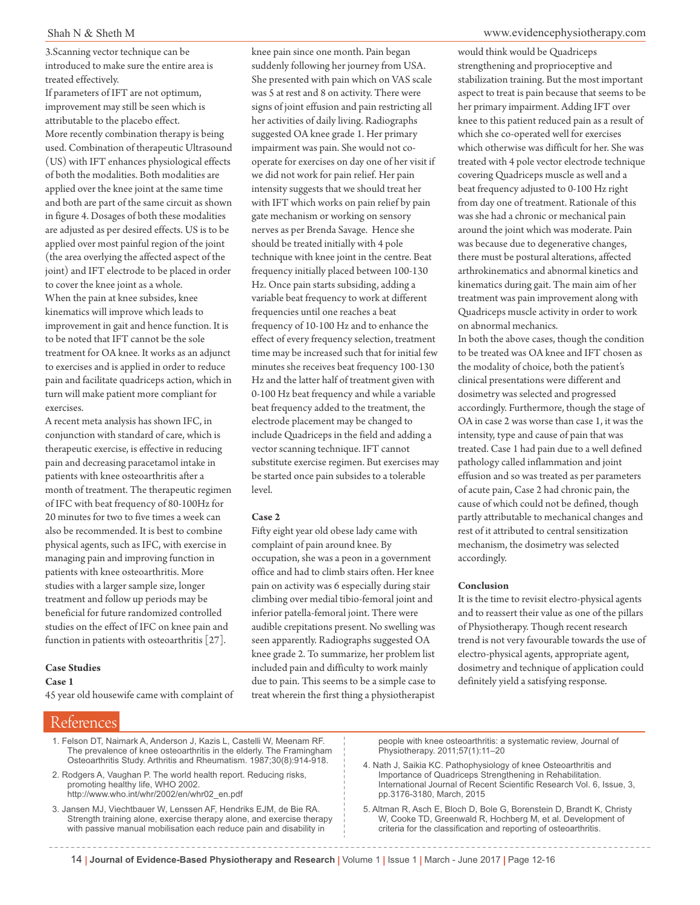3.Scanning vector technique can be introduced to make sure the entire area is treated effectively.

If parameters of IFT are not optimum, improvement may still be seen which is attributable to the placebo effect.

More recently combination therapy is being used. Combination of therapeutic Ultrasound (US) with IFT enhances physiological effects of both the modalities. Both modalities are applied over the knee joint at the same time and both are part of the same circuit as shown in figure 4. Dosages of both these modalities are adjusted as per desired effects. US is to be applied over most painful region of the joint (the area overlying the affected aspect of the joint) and IFT electrode to be placed in order to cover the knee joint as a whole.

When the pain at knee subsides, knee kinematics will improve which leads to improvement in gait and hence function. It is to be noted that IFT cannot be the sole treatment for OA knee. It works as an adjunct to exercises and is applied in order to reduce pain and facilitate quadriceps action, which in turn will make patient more compliant for exercises.

A recent meta analysis has shown IFC, in conjunction with standard of care, which is therapeutic exercise, is effective in reducing pain and decreasing paracetamol intake in patients with knee osteoarthritis after a month of treatment. The therapeutic regimen of IFC with beat frequency of 80-100Hz for 20 minutes for two to five times a week can also be recommended. It is best to combine physical agents, such as IFC, with exercise in managing pain and improving function in patients with knee osteoarthritis. More studies with a larger sample size, longer treatment and follow up periods may be beneficial for future randomized controlled studies on the effect of IFC on knee pain and function in patients with osteoarthritis [27].

**Case Studies**

**Case 1**

45 year old housewife came with complaint of knee pain since one month. Pain began suddenly following her journey from USA. She presented with pain which on VAS scale was 5 at rest and 8 on activity. There were signs of joint effusion and pain restricting all her activities of daily living. Radiographs suggested OA knee grade 1. Her primary impairment was pain. She would not co-operate for exercises on day one of her visit if we did not work for pain relief. Her pain intensity suggests that we should treat her with IFT which works on pain relief by pain gate mechanism or working on sensory nerves as per Brenda Savage. Hence she should be treated initially with 4 pole technique with knee joint in the centre. Beat frequency initially placed between 100-130 Hz. Once pain starts subsiding, adding a variable beat frequency to work at different frequencies until one reaches a beat frequency of 10-100 Hz and to enhance the effect of every frequency selection, treatment time may be increased such that for initial few minutes she receives beat frequency 100-130 Hz and the latter half of treatment given with 0-100 Hz beat frequency and while a variable beat frequency added to the treatment, the electrode placement may be changed to include Quadriceps in the field and adding a vector scanning technique. IFT cannot substitute exercise regimen. But exercises may be started once pain subsides to a tolerable level.

**Case 2**

Fifty eight year old obese lady came with complaint of pain around knee. By occupation, she was a peon in a government office and had to climb stairs often. Her knee pain on activity was 6 especially during stair climbing over medial tibio-femoral joint and inferior patella-femoral joint. There were audible crepitations present. No swelling was seen apparently. Radiographs suggested OA knee grade 2. To summarize, her problem list included pain and difficulty to work mainly due to pain. This seems to be a simple case to treat wherein the first thing a physiotherapist would think would be Quadriceps strengthening and proprioceptive and stabilization training. But the most important aspect to treat is pain because that seems to be her primary impairment. Adding IFT over knee to this patient reduced pain as a result of which she co-operated well for exercises which otherwise was difficult for her. She was treated with 4 pole vector electrode technique covering Quadriceps muscle as well and a beat frequency adjusted to 0-100 Hz right from day one of treatment. Rationale of this was she had a chronic or mechanical pain around the joint which was moderate. Pain was because due to degenerative changes, there must be postural alterations, affected arthrokinematics and abnormal kinetics and kinematics during gait. The main aim of her treatment was pain improvement along with Quadriceps muscle activity in order to work on abnormal mechanics.

In both the above cases, though the condition to be treated was OA knee and IFT chosen as the modality of choice, both the patient's clinical presentations were different and dosimetry was selected and progressed accordingly. Furthermore, though the stage of OA in case 2 was worse than case 1, it was the intensity, type and cause of pain that was treated. Case 1 had pain due to a well defined pathology called inflammation and joint effusion and so was treated as per parameters of acute pain, Case 2 had chronic pain, the cause of which could not be defined, though partly attributable to mechanical changes and rest of it attributed to central sensitization mechanism, the dosimetry was selected accordingly.

**Conclusion**

It is the time to revisit electro-physical agents and to reassert their value as one of the pillars of Physiotherapy. Though recent research trend is not very favourable towards the use of electro-physical agents, appropriate agent, dosimetry and technique of application could definitely yield a satisfying response.

## References

1. Felson DT, Naimark A, Anderson J, Kazis L, Castelli W, Meenam RF. The prevalence of knee osteoarthritis in the elderly. The Framingham Osteoarthritis Study. Arthritis and Rheumatism. 1987;30(8):914-918.
2. Rodgers A, Vaughan P. The world health report. Reducing risks, promoting healthy life, WHO 2002. http://www.who.int/whr/2002/en/whr02_en.pdf
3. Jansen MJ, Viechtbauer W, Lenssen AF, Hendriks EJM, de Bie RA. Strength training alone, exercise therapy alone, and exercise therapy with passive manual mobilisation each reduce pain and disability in people with knee osteoarthritis: a systematic review, Journal of Physiotherapy. 2011;57(1):11–20
4. Nath J, Saikia KC. Pathophysiology of knee Osteoarthritis and Importance of Quadriceps Strengthening in Rehabilitation. International Journal of Recent Scientific Research Vol. 6, Issue, 3, pp.3176-3180, March, 2015
5. Altman R, Asch E, Bloch D, Bole G, Borenstein D, Brandt K, Christy W, Cooke TD, Greenwald R, Hochberg M, et al. Development of criteria for the classification and reporting of osteoarthritis.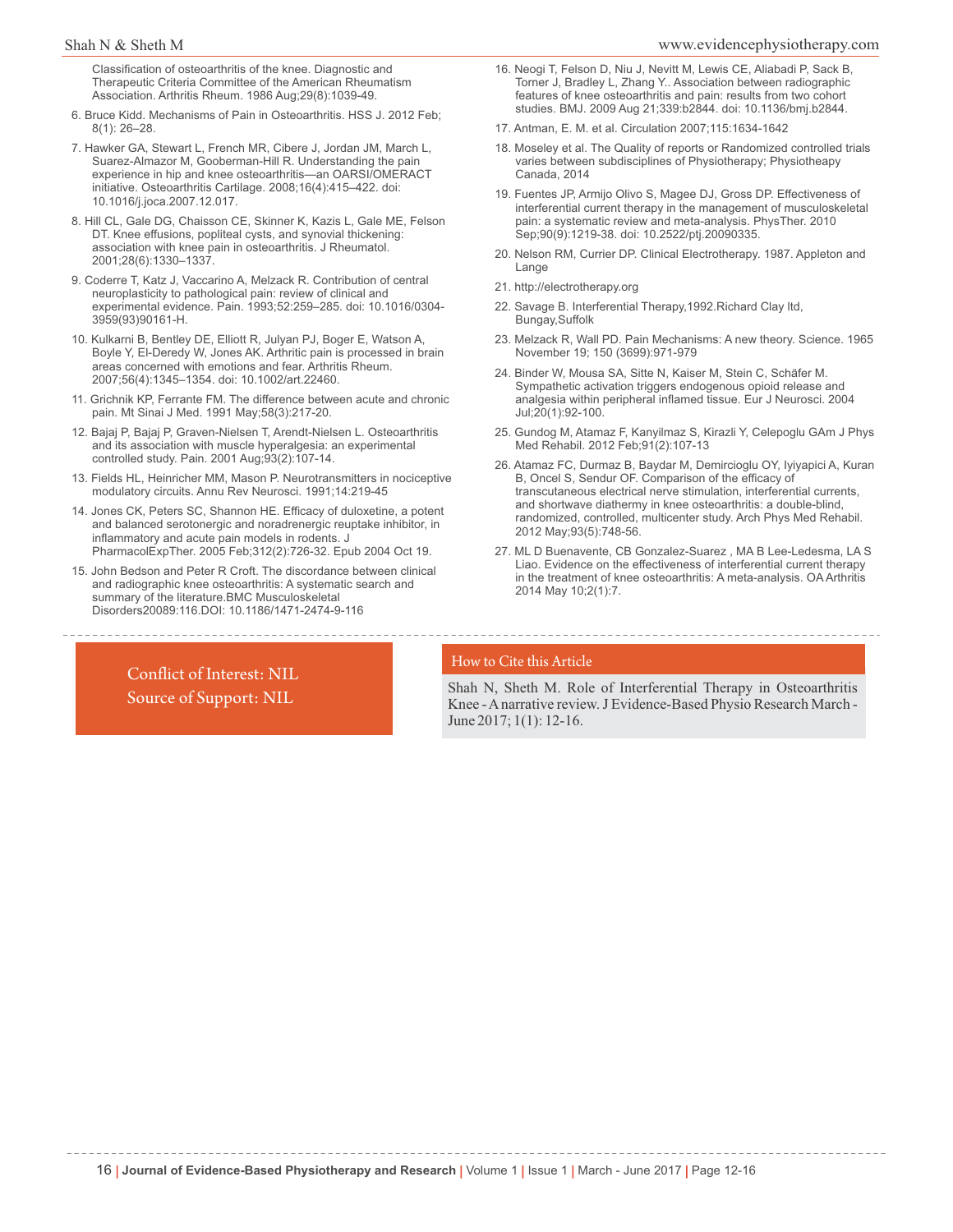Classification of osteoarthritis of the knee. Diagnostic and Therapeutic Criteria Committee of the American Rheumatism Association. Arthritis Rheum. 1986 Aug;29(8):1039-49.

6. Bruce Kidd. Mechanisms of Pain in Osteoarthritis. HSS J. 2012 Feb; 8(1): 26–28.
7. Hawker GA, Stewart L, French MR, Cibere J, Jordan JM, March L, Suarez-Almazor M, Gooberman-Hill R. Understanding the pain experience in hip and knee osteoarthritis—an OARSI/OMERACT initiative. Osteoarthritis Cartilage. 2008;16(4):415–422. doi: 10.1016/j.joca.2007.12.017.
8. Hill CL, Gale DG, Chaisson CE, Skinner K, Kazis L, Gale ME, Felson DT. Knee effusions, popliteal cysts, and synovial thickening: association with knee pain in osteoarthritis. J Rheumatol. 2001;28(6):1330–1337.
9. Coderre T, Katz J, Vaccarino A, Melzack R. Contribution of central neuroplasticity to pathological pain: review of clinical and experimental evidence. Pain. 1993;52:259–285. doi: 10.1016/0304-3959(93)90161-H.
10. Kulkarni B, Bentley DE, Elliott R, Julyan PJ, Boger E, Watson A, Boyle Y, El-Deredy W, Jones AK. Arthritic pain is processed in brain areas concerned with emotions and fear. Arthritis Rheum. 2007;56(4):1345–1354. doi: 10.1002/art.22460.
11. Grichnik KP, Ferrante FM. The difference between acute and chronic pain. Mt Sinai J Med. 1991 May;58(3):217-20.
12. Bajaj P, Bajaj P, Graven-Nielsen T, Arendt-Nielsen L. Osteoarthritis and its association with muscle hyperalgesia: an experimental controlled study. Pain. 2001 Aug;93(2):107-14.
13. Fields HL, Heinricher MM, Mason P. Neurotransmitters in nociceptive modulatory circuits. Annu Rev Neurosci. 1991;14:219-45
14. Jones CK, Peters SC, Shannon HE. Efficacy of duloxetine, a potent and balanced serotonergic and noradrenergic reuptake inhibitor, in inflammatory and acute pain models in rodents. J PharmacolExpTher. 2005 Feb;312(2):726-32. Epub 2004 Oct 19.
15. John Bedson and Peter R Croft. The discordance between clinical and radiographic knee osteoarthritis: A systematic search and summary of the literature.BMC Musculoskeletal Disorders20089:116.DOI: 10.1186/1471-2474-9-116
16. Neogi T, Felson D, Niu J, Nevitt M, Lewis CE, Aliabadi P, Sack B, Torner J, Bradley L, Zhang Y.. Association between radiographic features of knee osteoarthritis and pain: results from two cohort studies. BMJ. 2009 Aug 21;339:b2844. doi: 10.1136/bmj.b2844.
17. Antman, E. M. et al. Circulation 2007;115:1634-1642
18. Moseley et al. The Quality of reports or Randomized controlled trials varies between subdisciplines of Physiotherapy; Physiotheapy Canada, 2014
19. Fuentes JP, Armijo Olivo S, Magee DJ, Gross DP. Effectiveness of interferential current therapy in the management of musculoskeletal pain: a systematic review and meta-analysis. PhysTher. 2010 Sep;90(9):1219-38. doi: 10.2522/ptj.20090335.
20. Nelson RM, Currier DP. Clinical Electrotherapy. 1987. Appleton and Lange
21. http://electrotherapy.org
22. Savage B. Interferential Therapy,1992.Richard Clay ltd, Bungay,Suffolk
23. Melzack R, Wall PD. Pain Mechanisms: A new theory. Science. 1965 November 19; 150 (3699):971-979
24. Binder W, Mousa SA, Sitte N, Kaiser M, Stein C, Schäfer M. Sympathetic activation triggers endogenous opioid release and analgesia within peripheral inflamed tissue. Eur J Neurosci. 2004 Jul;20(1):92-100.
25. Gundog M, Atamaz F, Kanyilmaz S, Kirazli Y, Celepoglu GAm J Phys Med Rehabil. 2012 Feb;91(2):107-13
26. Atamaz FC, Durmaz B, Baydar M, Demircioglu OY, Iyiyapici A, Kuran B, Oncel S, Sendur OF. Comparison of the efficacy of transcutaneous electrical nerve stimulation, interferential currents, and shortwave diathermy in knee osteoarthritis: a double-blind, randomized, controlled, multicenter study. Arch Phys Med Rehabil. 2012 May;93(5):748-56.
27. ML D Buenavente, CB Gonzalez-Suarez , MA B Lee-Ledesma, LA S Liao. Evidence on the effectiveness of interferential current therapy in the treatment of knee osteoarthritis: A meta-analysis. OA Arthritis 2014 May 10;2(1):7.

Conflict of Interest: NIL
Source of Support: NIL

**How to Cite this Article**

Shah N, Sheth M. Role of Interferential Therapy in Osteoarthritis Knee - A narrative review. J Evidence-Based Physio Research March - June 2017; 1(1): 12-16.